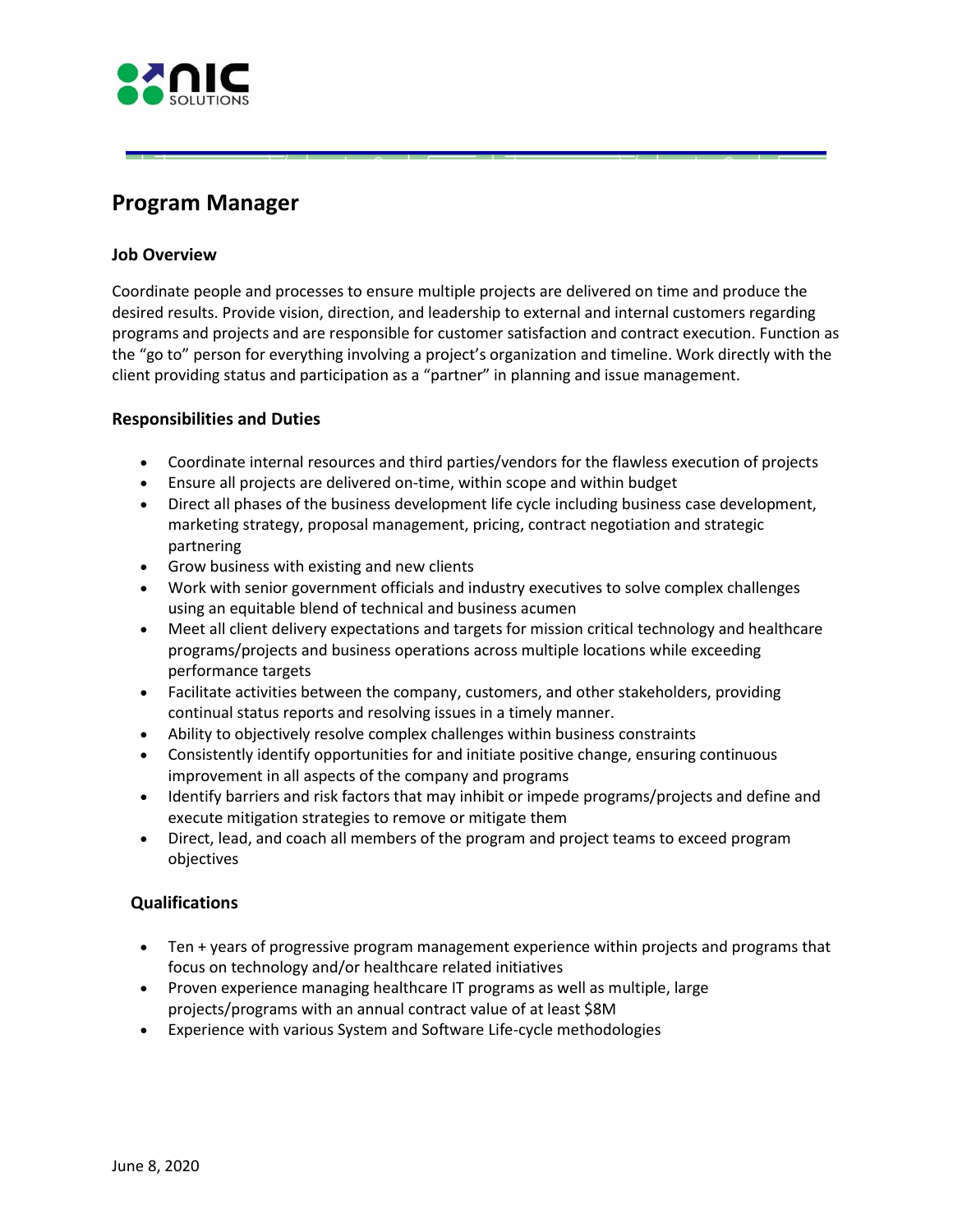# Program Manager

## Job Overview

Coordinate people and processes to ensure multiple projects are delivered on time and produce the desired results. Provide vision, direction, and leadership to external and internal customers regarding programs and projects and are responsible for customer satisfaction and contract execution. Function as the "go to" person for everything involving a project's organization and timeline. Work directly with the client providing status and participation as a "partner" in planning and issue management.

## Responsibilities and Duties

- Coordinate internal resources and third parties/vendors for the flawless execution of projects
- Ensure all projects are delivered on-time, within scope and within budget
- Direct all phases of the business development life cycle including business case development, marketing strategy, proposal management, pricing, contract negotiation and strategic partnering
- Grow business with existing and new clients
- Work with senior government officials and industry executives to solve complex challenges using an equitable blend of technical and business acumen
- Meet all client delivery expectations and targets for mission critical technology and healthcare programs/projects and business operations across multiple locations while exceeding performance targets
- Facilitate activities between the company, customers, and other stakeholders, providing continual status reports and resolving issues in a timely manner.
- Ability to objectively resolve complex challenges within business constraints
- Consistently identify opportunities for and initiate positive change, ensuring continuous improvement in all aspects of the company and programs
- Identify barriers and risk factors that may inhibit or impede programs/projects and define and execute mitigation strategies to remove or mitigate them
- Direct, lead, and coach all members of the program and project teams to exceed program objectives

## Qualifications

- Ten + years of progressive program management experience within projects and programs that focus on technology and/or healthcare related initiatives
- Proven experience managing healthcare IT programs as well as multiple, large projects/programs with an annual contract value of at least $8M
- Experience with various System and Software Life-cycle methodologies

June 8, 2020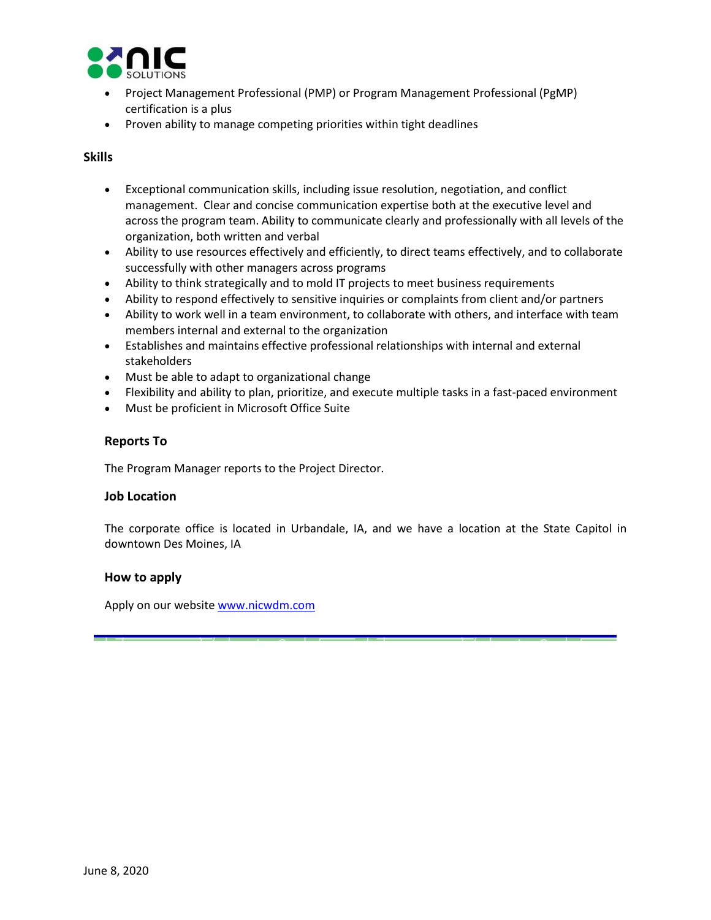- Project Management Professional (PMP) or Program Management Professional (PgMP) certification is a plus
- Proven ability to manage competing priorities within tight deadlines

**Skills**

- Exceptional communication skills, including issue resolution, negotiation, and conflict management. Clear and concise communication expertise both at the executive level and across the program team. Ability to communicate clearly and professionally with all levels of the organization, both written and verbal
- Ability to use resources effectively and efficiently, to direct teams effectively, and to collaborate successfully with other managers across programs
- Ability to think strategically and to mold IT projects to meet business requirements
- Ability to respond effectively to sensitive inquiries or complaints from client and/or partners
- Ability to work well in a team environment, to collaborate with others, and interface with team members internal and external to the organization
- Establishes and maintains effective professional relationships with internal and external stakeholders
- Must be able to adapt to organizational change
- Flexibility and ability to plan, prioritize, and execute multiple tasks in a fast-paced environment
- Must be proficient in Microsoft Office Suite

**Reports To**

The Program Manager reports to the Project Director.

**Job Location**

The corporate office is located in Urbandale, IA, and we have a location at the State Capitol in downtown Des Moines, IA

**How to apply**

Apply on our website [www.nicwdm.com](www.nicwdm.com)